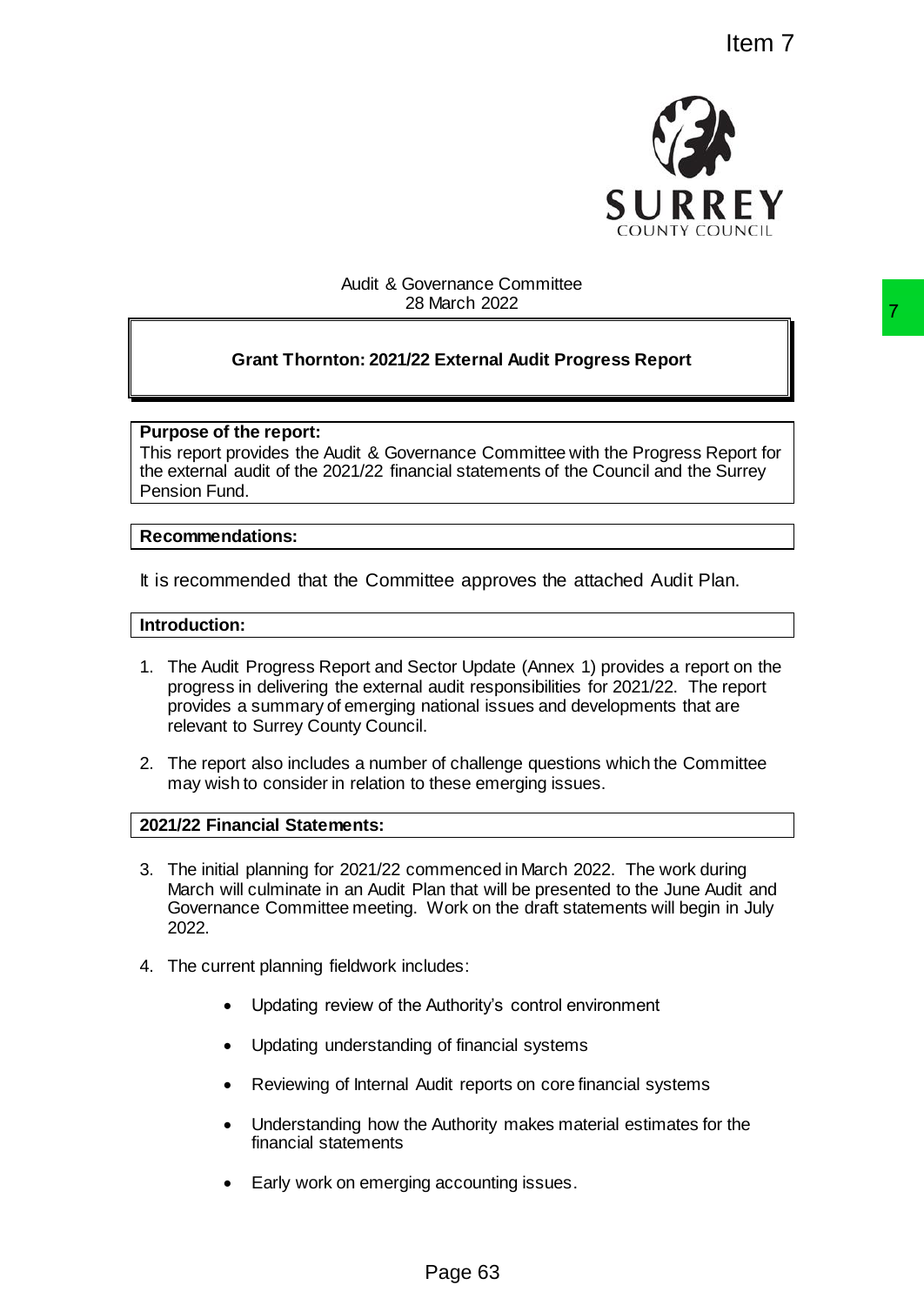Item 7

Audit & Governance Committee
28 March 2022

# Grant Thornton: 2021/22 External Audit Progress Report

**Purpose of the report:**

This report provides the Audit & Governance Committee with the Progress Report for the external audit of the 2021/22 financial statements of the Council and the Surrey Pension Fund.

**Recommendations:**

It is recommended that the Committee approves the attached Audit Plan.

**Introduction:**

1. The Audit Progress Report and Sector Update (Annex 1) provides a report on the progress in delivering the external audit responsibilities for 2021/22. The report provides a summary of emerging national issues and developments that are relevant to Surrey County Council.

2. The report also includes a number of challenge questions which the Committee may wish to consider in relation to these emerging issues.

**2021/22 Financial Statements:**

3. The initial planning for 2021/22 commenced in March 2022. The work during March will culminate in an Audit Plan that will be presented to the June Audit and Governance Committee meeting. Work on the draft statements will begin in July 2022.

4. The current planning fieldwork includes:

    - Updating review of the Authority's control environment
    - Updating understanding of financial systems
    - Reviewing of Internal Audit reports on core financial systems
    - Understanding how the Authority makes material estimates for the financial statements
    - Early work on emerging accounting issues.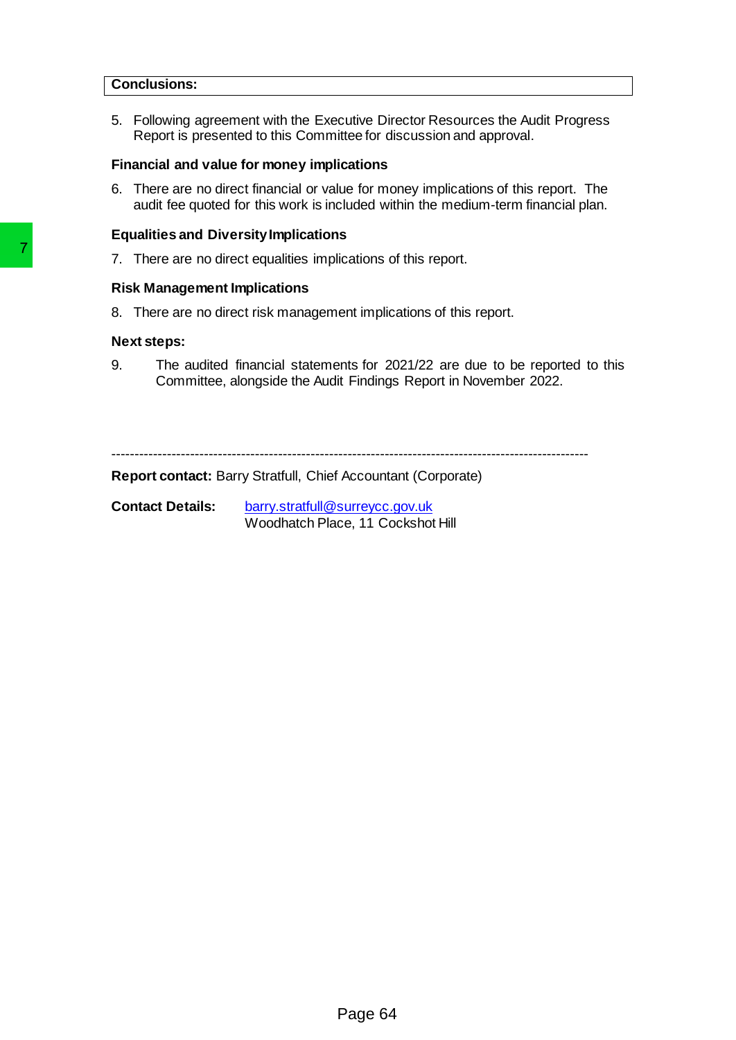**Conclusions:**

5. Following agreement with the Executive Director Resources the Audit Progress Report is presented to this Committee for discussion and approval.

**Financial and value for money implications**

6. There are no direct financial or value for money implications of this report. The audit fee quoted for this work is included within the medium-term financial plan.

**Equalities and Diversity Implications**

7. There are no direct equalities implications of this report.

**Risk Management Implications**

8. There are no direct risk management implications of this report.

**Next steps:**

9. The audited financial statements for 2021/22 are due to be reported to this Committee, alongside the Audit Findings Report in November 2022.

---

**Report contact:** Barry Stratfull, Chief Accountant (Corporate)

**Contact Details:** barry.stratfull@surreycc.gov.uk
Woodhatch Place, 11 Cockshot Hill